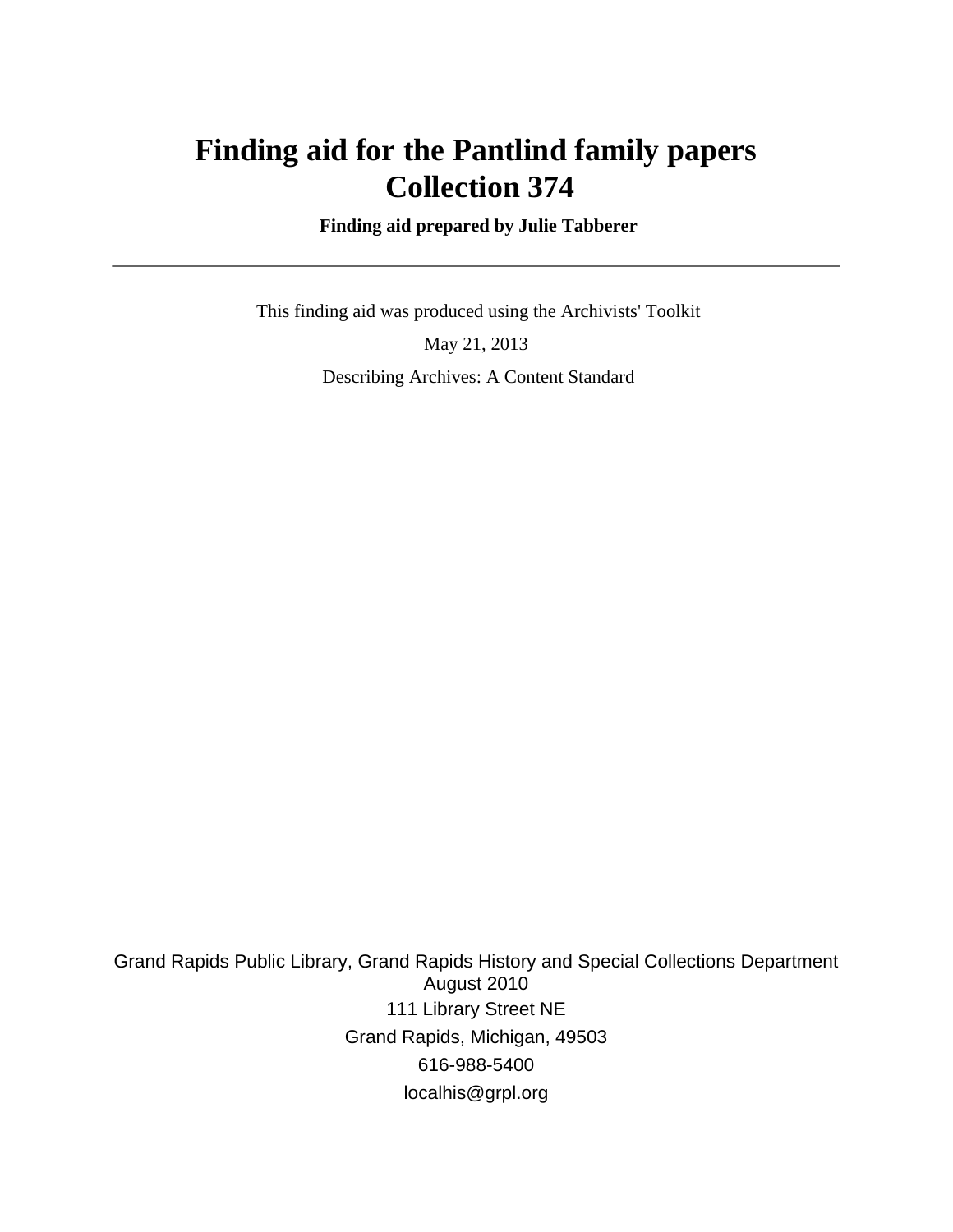# Finding aid for the Pantlind family papers
# Collection 374

**Finding aid prepared by Julie Tabberer**

---

This finding aid was produced using the Archivists' Toolkit

May 21, 2013

Describing Archives: A Content Standard

Grand Rapids Public Library, Grand Rapids History and Special Collections Department
August 2010
111 Library Street NE
Grand Rapids, Michigan, 49503
616-988-5400
localhis@grpl.org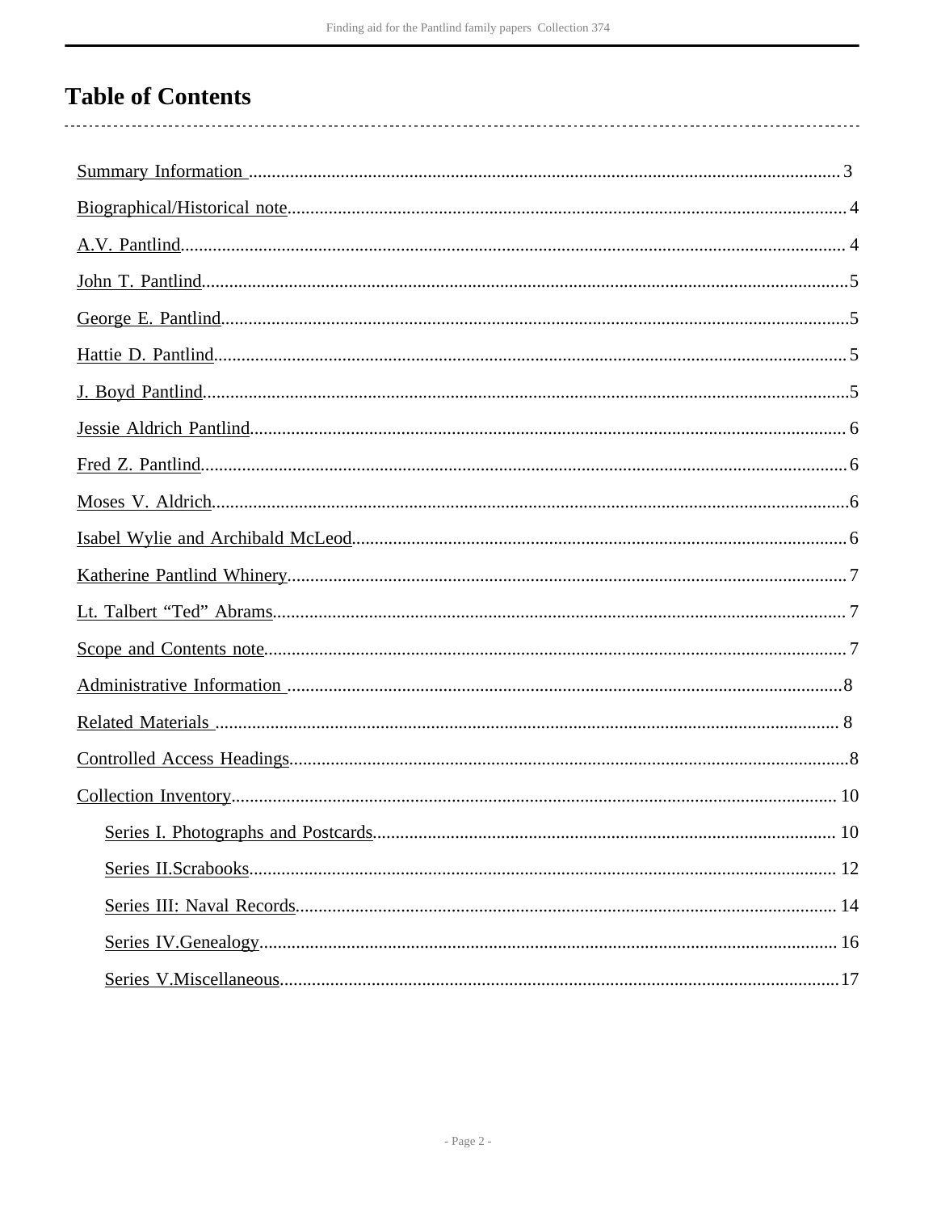# Table of Contents

- Summary Information ... 3
- Biographical/Historical note ... 4
- A.V. Pantlind ... 4
- John T. Pantlind ... 5
- George E. Pantlind ... 5
- Hattie D. Pantlind ... 5
- J. Boyd Pantlind ... 5
- Jessie Aldrich Pantlind ... 6
- Fred Z. Pantlind ... 6
- Moses V. Aldrich ... 6
- Isabel Wylie and Archibald McLeod ... 6
- Katherine Pantlind Whinery ... 7
- Lt. Talbert “Ted” Abrams ... 7
- Scope and Contents note ... 7
- Administrative Information ... 8
- Related Materials ... 8
- Controlled Access Headings ... 8
- Collection Inventory ... 10
    - Series I. Photographs and Postcards ... 10
    - Series II.Scrabooks ... 12
    - Series III: Naval Records ... 14
    - Series IV.Genealogy ... 16
    - Series V.Miscellaneous ... 17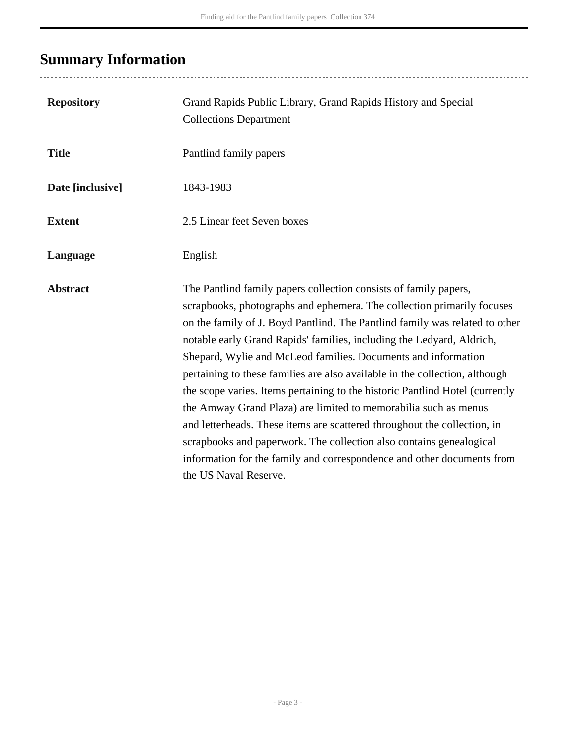## Summary Information

| | |
|---|---|
| **Repository** | Grand Rapids Public Library, Grand Rapids History and Special Collections Department |
| **Title** | Pantlind family papers |
| **Date [inclusive]** | 1843-1983 |
| **Extent** | 2.5 Linear feet Seven boxes |
| **Language** | English |
| **Abstract** | The Pantlind family papers collection consists of family papers, scrapbooks, photographs and ephemera. The collection primarily focuses on the family of J. Boyd Pantlind. The Pantlind family was related to other notable early Grand Rapids' families, including the Ledyard, Aldrich, Shepard, Wylie and McLeod families. Documents and information pertaining to these families are also available in the collection, although the scope varies. Items pertaining to the historic Pantlind Hotel (currently the Amway Grand Plaza) are limited to memorabilia such as menus and letterheads. These items are scattered throughout the collection, in scrapbooks and paperwork. The collection also contains genealogical information for the family and correspondence and other documents from the US Naval Reserve. |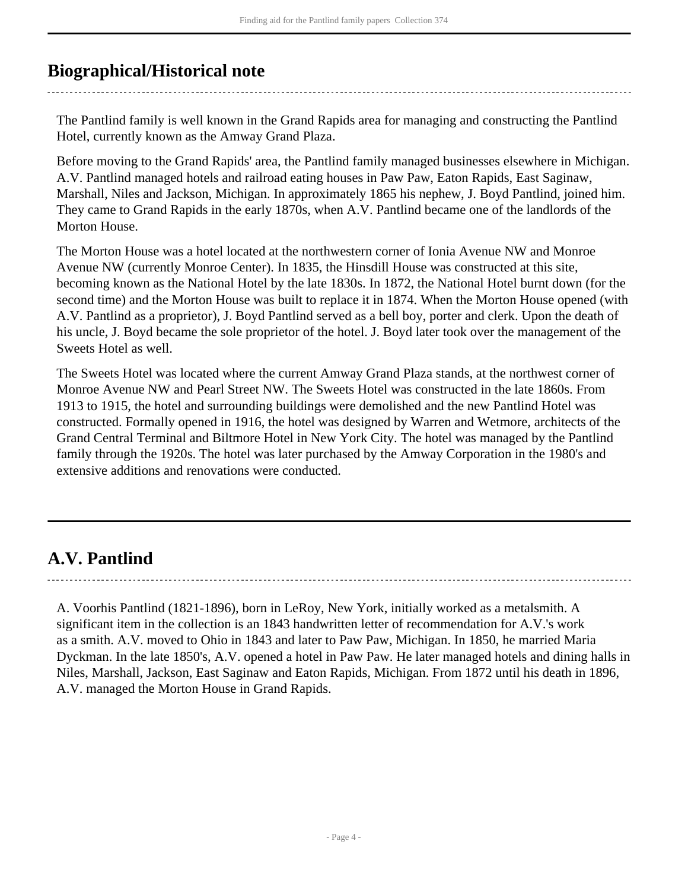## Biographical/Historical note

The Pantlind family is well known in the Grand Rapids area for managing and constructing the Pantlind Hotel, currently known as the Amway Grand Plaza.

Before moving to the Grand Rapids' area, the Pantlind family managed businesses elsewhere in Michigan. A.V. Pantlind managed hotels and railroad eating houses in Paw Paw, Eaton Rapids, East Saginaw, Marshall, Niles and Jackson, Michigan. In approximately 1865 his nephew, J. Boyd Pantlind, joined him. They came to Grand Rapids in the early 1870s, when A.V. Pantlind became one of the landlords of the Morton House.

The Morton House was a hotel located at the northwestern corner of Ionia Avenue NW and Monroe Avenue NW (currently Monroe Center). In 1835, the Hinsdill House was constructed at this site, becoming known as the National Hotel by the late 1830s. In 1872, the National Hotel burnt down (for the second time) and the Morton House was built to replace it in 1874. When the Morton House opened (with A.V. Pantlind as a proprietor), J. Boyd Pantlind served as a bell boy, porter and clerk. Upon the death of his uncle, J. Boyd became the sole proprietor of the hotel. J. Boyd later took over the management of the Sweets Hotel as well.

The Sweets Hotel was located where the current Amway Grand Plaza stands, at the northwest corner of Monroe Avenue NW and Pearl Street NW. The Sweets Hotel was constructed in the late 1860s. From 1913 to 1915, the hotel and surrounding buildings were demolished and the new Pantlind Hotel was constructed. Formally opened in 1916, the hotel was designed by Warren and Wetmore, architects of the Grand Central Terminal and Biltmore Hotel in New York City. The hotel was managed by the Pantlind family through the 1920s. The hotel was later purchased by the Amway Corporation in the 1980's and extensive additions and renovations were conducted.

## A.V. Pantlind

A. Voorhis Pantlind (1821-1896), born in LeRoy, New York, initially worked as a metalsmith. A significant item in the collection is an 1843 handwritten letter of recommendation for A.V.'s work as a smith. A.V. moved to Ohio in 1843 and later to Paw Paw, Michigan. In 1850, he married Maria Dyckman. In the late 1850's, A.V. opened a hotel in Paw Paw. He later managed hotels and dining halls in Niles, Marshall, Jackson, East Saginaw and Eaton Rapids, Michigan. From 1872 until his death in 1896, A.V. managed the Morton House in Grand Rapids.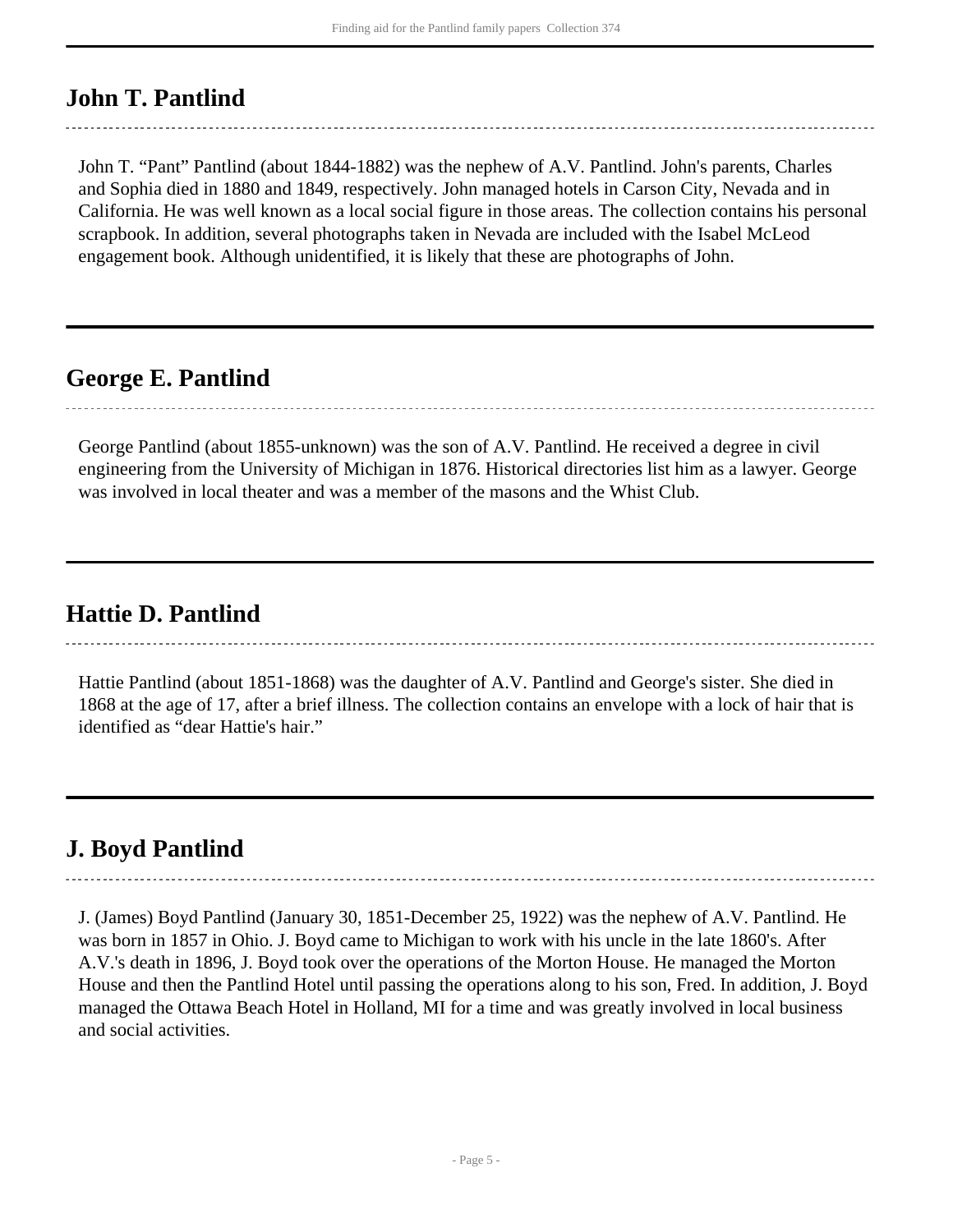## John T. Pantlind

John T. “Pant” Pantlind (about 1844-1882) was the nephew of A.V. Pantlind. John's parents, Charles and Sophia died in 1880 and 1849, respectively. John managed hotels in Carson City, Nevada and in California. He was well known as a local social figure in those areas. The collection contains his personal scrapbook. In addition, several photographs taken in Nevada are included with the Isabel McLeod engagement book. Although unidentified, it is likely that these are photographs of John.

## George E. Pantlind

George Pantlind (about 1855-unknown) was the son of A.V. Pantlind. He received a degree in civil engineering from the University of Michigan in 1876. Historical directories list him as a lawyer. George was involved in local theater and was a member of the masons and the Whist Club.

## Hattie D. Pantlind

Hattie Pantlind (about 1851-1868) was the daughter of A.V. Pantlind and George's sister. She died in 1868 at the age of 17, after a brief illness. The collection contains an envelope with a lock of hair that is identified as “dear Hattie's hair.”

## J. Boyd Pantlind

J. (James) Boyd Pantlind (January 30, 1851-December 25, 1922) was the nephew of A.V. Pantlind. He was born in 1857 in Ohio. J. Boyd came to Michigan to work with his uncle in the late 1860's. After A.V.'s death in 1896, J. Boyd took over the operations of the Morton House. He managed the Morton House and then the Pantlind Hotel until passing the operations along to his son, Fred. In addition, J. Boyd managed the Ottawa Beach Hotel in Holland, MI for a time and was greatly involved in local business and social activities.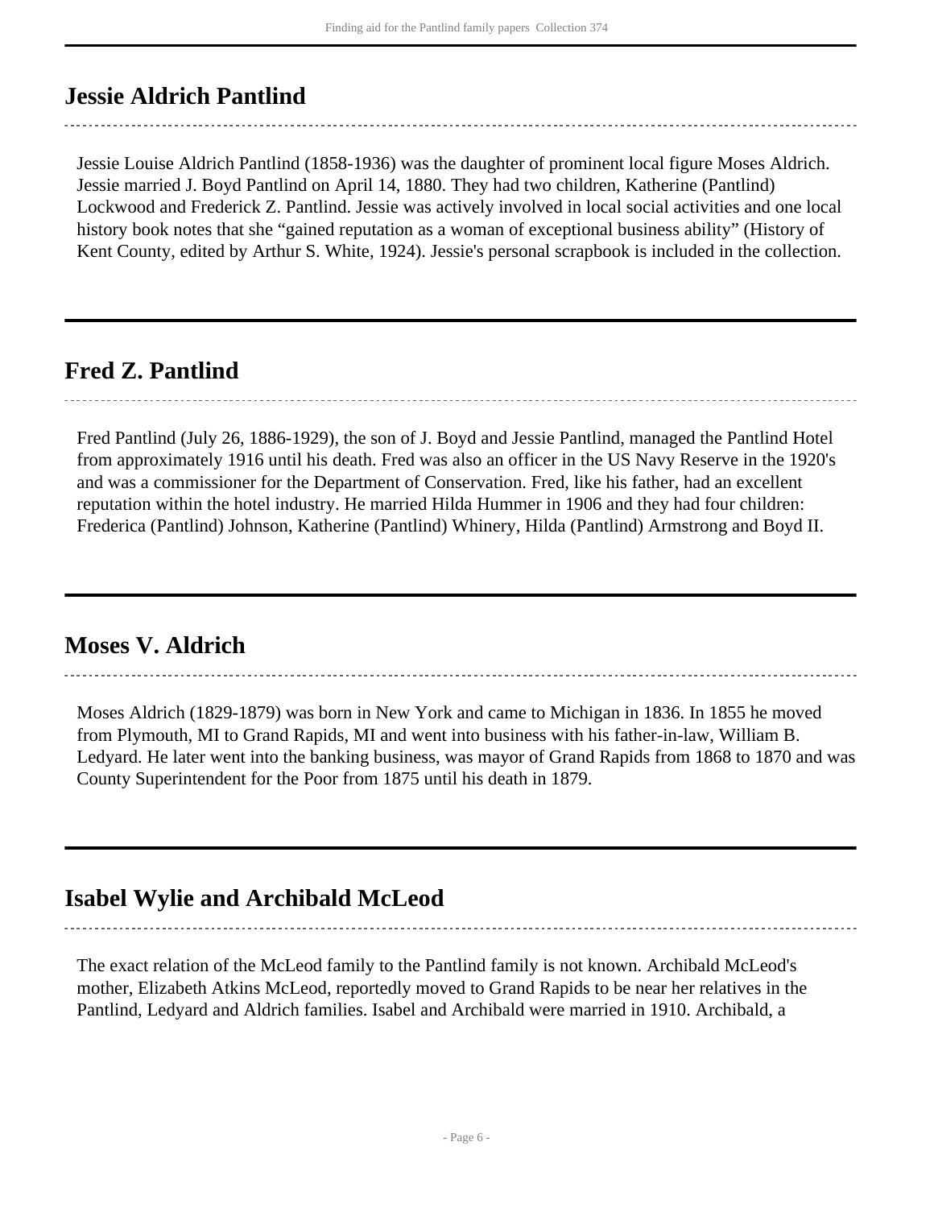## Jessie Aldrich Pantlind

Jessie Louise Aldrich Pantlind (1858-1936) was the daughter of prominent local figure Moses Aldrich. Jessie married J. Boyd Pantlind on April 14, 1880. They had two children, Katherine (Pantlind) Lockwood and Frederick Z. Pantlind. Jessie was actively involved in local social activities and one local history book notes that she "gained reputation as a woman of exceptional business ability" (History of Kent County, edited by Arthur S. White, 1924). Jessie's personal scrapbook is included in the collection.

## Fred Z. Pantlind

Fred Pantlind (July 26, 1886-1929), the son of J. Boyd and Jessie Pantlind, managed the Pantlind Hotel from approximately 1916 until his death. Fred was also an officer in the US Navy Reserve in the 1920's and was a commissioner for the Department of Conservation. Fred, like his father, had an excellent reputation within the hotel industry. He married Hilda Hummer in 1906 and they had four children: Frederica (Pantlind) Johnson, Katherine (Pantlind) Whinery, Hilda (Pantlind) Armstrong and Boyd II.

## Moses V. Aldrich

Moses Aldrich (1829-1879) was born in New York and came to Michigan in 1836. In 1855 he moved from Plymouth, MI to Grand Rapids, MI and went into business with his father-in-law, William B. Ledyard. He later went into the banking business, was mayor of Grand Rapids from 1868 to 1870 and was County Superintendent for the Poor from 1875 until his death in 1879.

## Isabel Wylie and Archibald McLeod

The exact relation of the McLeod family to the Pantlind family is not known. Archibald McLeod's mother, Elizabeth Atkins McLeod, reportedly moved to Grand Rapids to be near her relatives in the Pantlind, Ledyard and Aldrich families. Isabel and Archibald were married in 1910. Archibald, a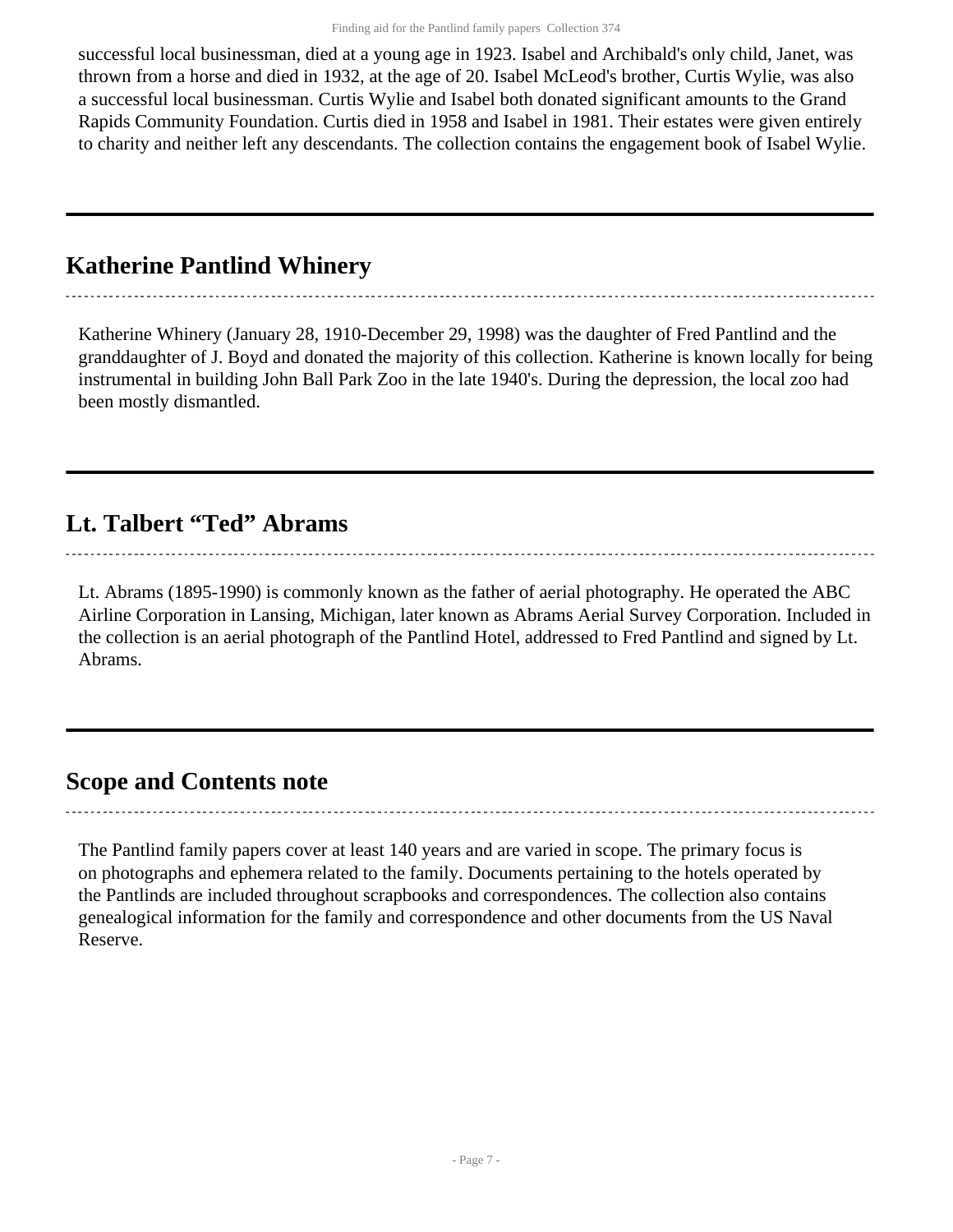successful local businessman, died at a young age in 1923. Isabel and Archibald's only child, Janet, was thrown from a horse and died in 1932, at the age of 20. Isabel McLeod's brother, Curtis Wylie, was also a successful local businessman. Curtis Wylie and Isabel both donated significant amounts to the Grand Rapids Community Foundation. Curtis died in 1958 and Isabel in 1981. Their estates were given entirely to charity and neither left any descendants. The collection contains the engagement book of Isabel Wylie.

## Katherine Pantlind Whinery

Katherine Whinery (January 28, 1910-December 29, 1998) was the daughter of Fred Pantlind and the granddaughter of J. Boyd and donated the majority of this collection. Katherine is known locally for being instrumental in building John Ball Park Zoo in the late 1940's. During the depression, the local zoo had been mostly dismantled.

## Lt. Talbert “Ted” Abrams

Lt. Abrams (1895-1990) is commonly known as the father of aerial photography. He operated the ABC Airline Corporation in Lansing, Michigan, later known as Abrams Aerial Survey Corporation. Included in the collection is an aerial photograph of the Pantlind Hotel, addressed to Fred Pantlind and signed by Lt. Abrams.

## Scope and Contents note

The Pantlind family papers cover at least 140 years and are varied in scope. The primary focus is on photographs and ephemera related to the family. Documents pertaining to the hotels operated by the Pantlinds are included throughout scrapbooks and correspondences. The collection also contains genealogical information for the family and correspondence and other documents from the US Naval Reserve.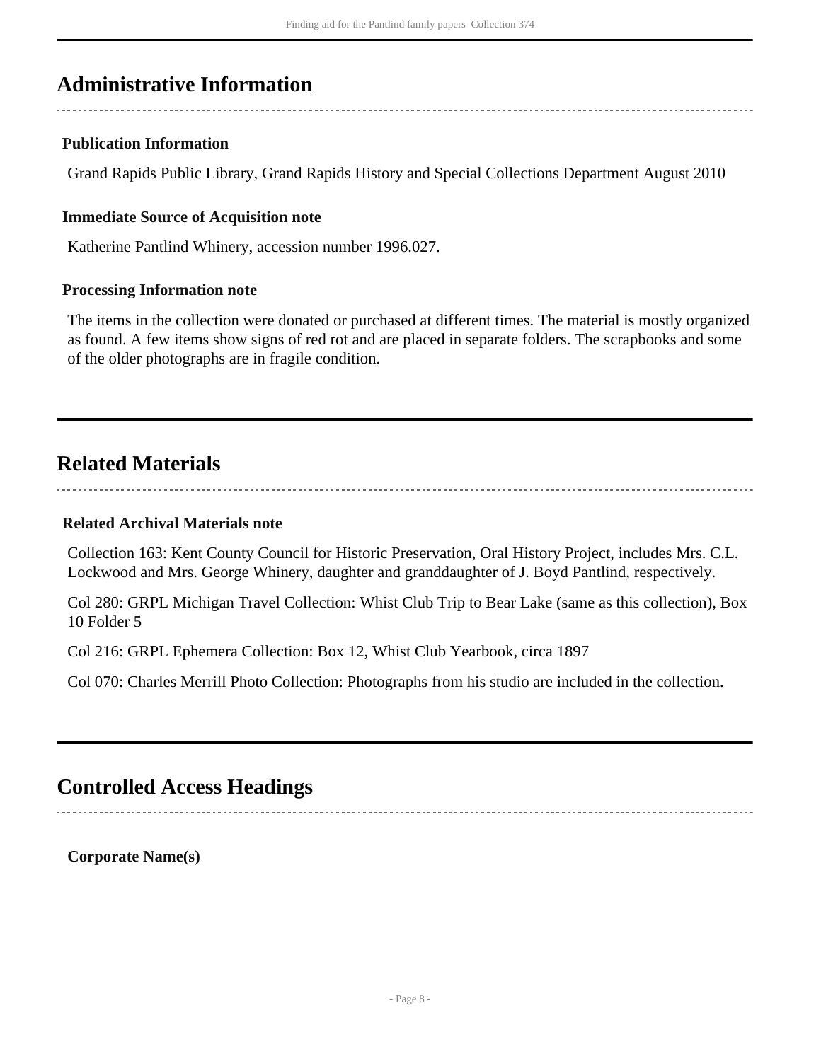## Administrative Information

### Publication Information

Grand Rapids Public Library, Grand Rapids History and Special Collections Department August 2010

### Immediate Source of Acquisition note

Katherine Pantlind Whinery, accession number 1996.027.

### Processing Information note

The items in the collection were donated or purchased at different times. The material is mostly organized as found. A few items show signs of red rot and are placed in separate folders. The scrapbooks and some of the older photographs are in fragile condition.

## Related Materials

### Related Archival Materials note

Collection 163: Kent County Council for Historic Preservation, Oral History Project, includes Mrs. C.L. Lockwood and Mrs. George Whinery, daughter and granddaughter of J. Boyd Pantlind, respectively.

Col 280: GRPL Michigan Travel Collection: Whist Club Trip to Bear Lake (same as this collection), Box 10 Folder 5

Col 216: GRPL Ephemera Collection: Box 12, Whist Club Yearbook, circa 1897

Col 070: Charles Merrill Photo Collection: Photographs from his studio are included in the collection.

## Controlled Access Headings

**Corporate Name(s)**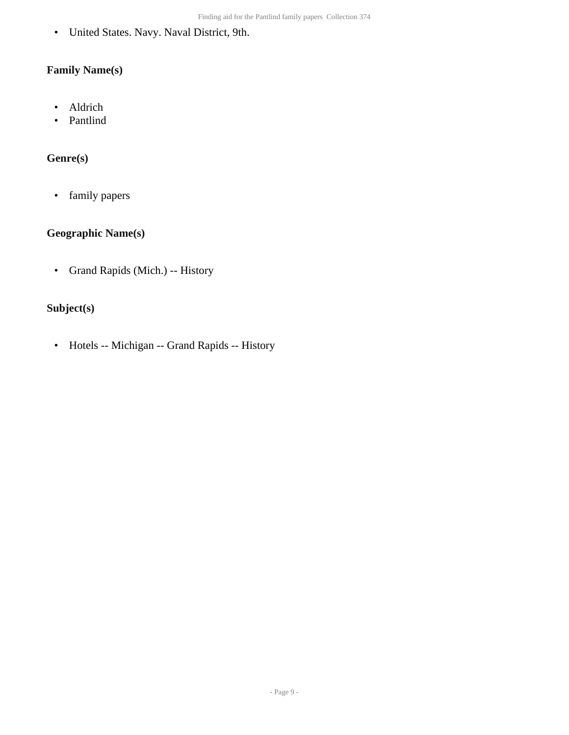- United States. Navy. Naval District, 9th.

### Family Name(s)

- Aldrich
- Pantlind

### Genre(s)

- family papers

### Geographic Name(s)

- Grand Rapids (Mich.) -- History

### Subject(s)

- Hotels -- Michigan -- Grand Rapids -- History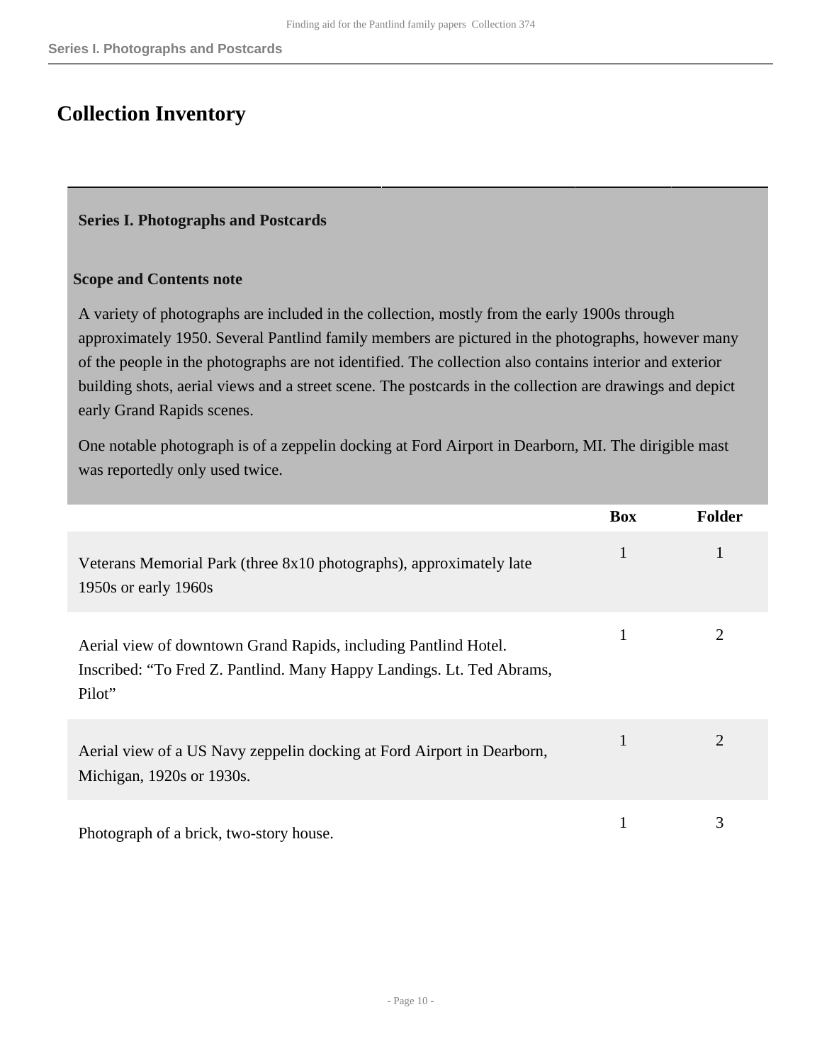# Collection Inventory

## Series I. Photographs and Postcards

### Scope and Contents note

A variety of photographs are included in the collection, mostly from the early 1900s through approximately 1950. Several Pantlind family members are pictured in the photographs, however many of the people in the photographs are not identified. The collection also contains interior and exterior building shots, aerial views and a street scene. The postcards in the collection are drawings and depict early Grand Rapids scenes.

One notable photograph is of a zeppelin docking at Ford Airport in Dearborn, MI. The dirigible mast was reportedly only used twice.

| | Box | Folder |
|---|---|---|
| Veterans Memorial Park (three 8x10 photographs), approximately late 1950s or early 1960s | 1 | 1 |
| Aerial view of downtown Grand Rapids, including Pantlind Hotel. Inscribed: “To Fred Z. Pantlind. Many Happy Landings. Lt. Ted Abrams, Pilot” | 1 | 2 |
| Aerial view of a US Navy zeppelin docking at Ford Airport in Dearborn, Michigan, 1920s or 1930s. | 1 | 2 |
| Photograph of a brick, two-story house. | 1 | 3 |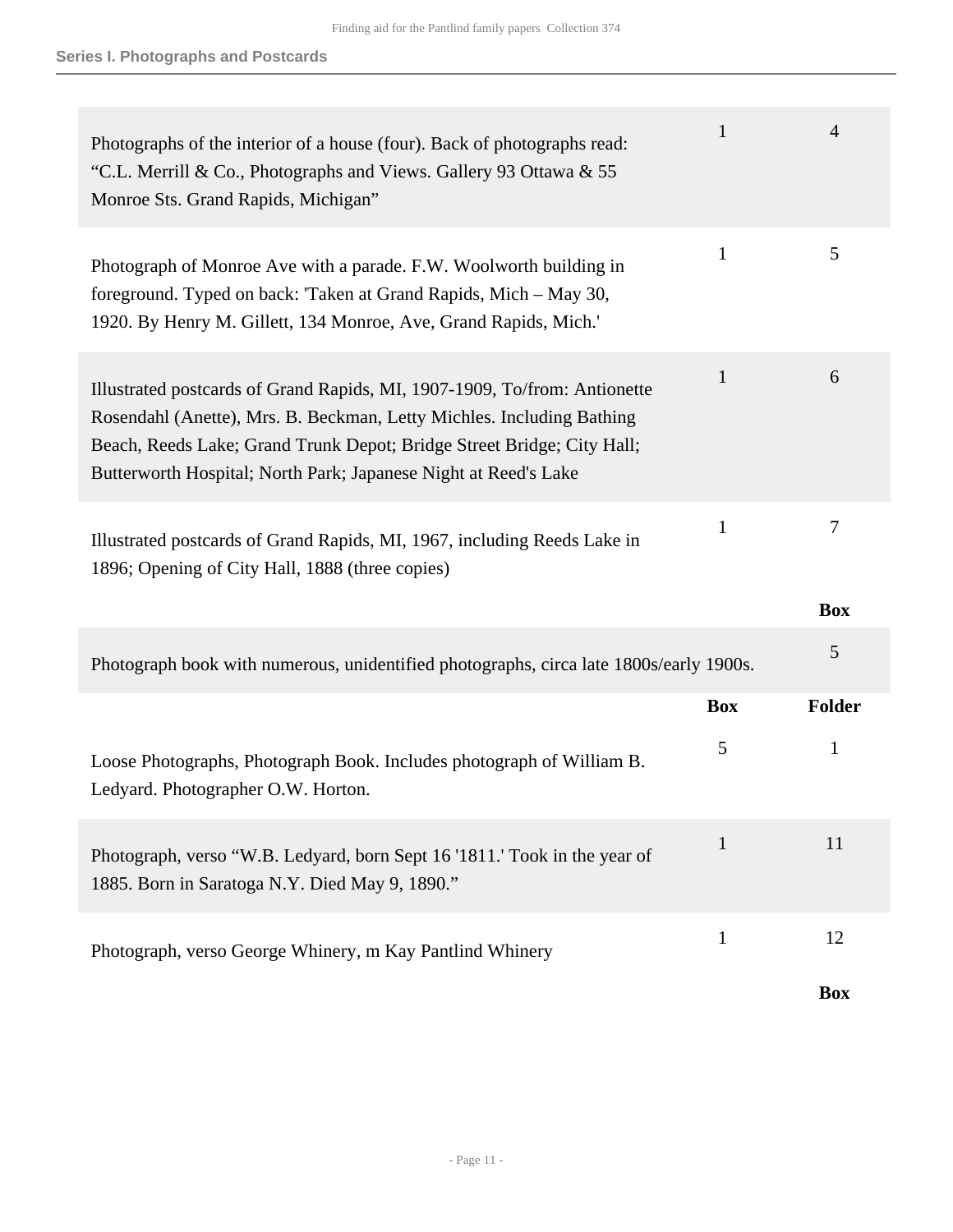## Series I. Photographs and Postcards

| | | |
|---|---|---|
| Photographs of the interior of a house (four). Back of photographs read: “C.L. Merrill & Co., Photographs and Views. Gallery 93 Ottawa & 55 Monroe Sts. Grand Rapids, Michigan” | 1 | 4 |
| Photograph of Monroe Ave with a parade. F.W. Woolworth building in foreground. Typed on back: 'Taken at Grand Rapids, Mich – May 30, 1920. By Henry M. Gillett, 134 Monroe, Ave, Grand Rapids, Mich.' | 1 | 5 |
| Illustrated postcards of Grand Rapids, MI, 1907-1909, To/from: Antionette Rosendahl (Anette), Mrs. B. Beckman, Letty Michles. Including Bathing Beach, Reeds Lake; Grand Trunk Depot; Bridge Street Bridge; City Hall; Butterworth Hospital; North Park; Japanese Night at Reed's Lake | 1 | 6 |
| Illustrated postcards of Grand Rapids, MI, 1967, including Reeds Lake in 1896; Opening of City Hall, 1888 (three copies) | 1 | 7 |

| | Box |
|---|---|
| Photograph book with numerous, unidentified photographs, circa late 1800s/early 1900s. | 5 |

| | Box | Folder |
|---|---|---|
| Loose Photographs, Photograph Book. Includes photograph of William B. Ledyard. Photographer O.W. Horton. | 5 | 1 |
| Photograph, verso “W.B. Ledyard, born Sept 16 '1811.' Took in the year of 1885. Born in Saratoga N.Y. Died May 9, 1890.” | 1 | 11 |
| Photograph, verso George Whinery, m Kay Pantlind Whinery | 1 | 12 |

**Box**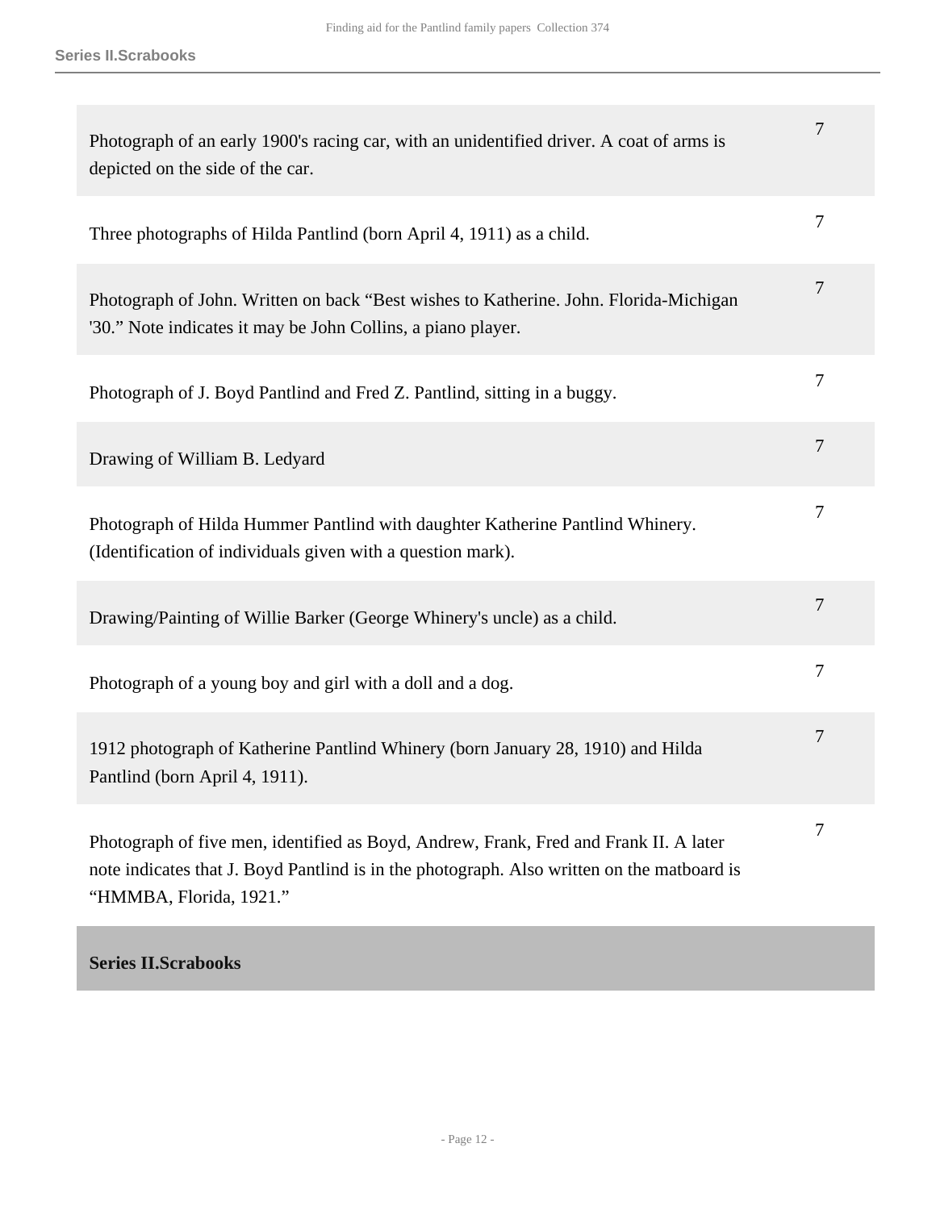| | |
|---|---|
| Photograph of an early 1900's racing car, with an unidentified driver. A coat of arms is depicted on the side of the car. | 7 |
| Three photographs of Hilda Pantlind (born April 4, 1911) as a child. | 7 |
| Photograph of John. Written on back "Best wishes to Katherine. John. Florida-Michigan '30." Note indicates it may be John Collins, a piano player. | 7 |
| Photograph of J. Boyd Pantlind and Fred Z. Pantlind, sitting in a buggy. | 7 |
| Drawing of William B. Ledyard | 7 |
| Photograph of Hilda Hummer Pantlind with daughter Katherine Pantlind Whinery. (Identification of individuals given with a question mark). | 7 |
| Drawing/Painting of Willie Barker (George Whinery's uncle) as a child. | 7 |
| Photograph of a young boy and girl with a doll and a dog. | 7 |
| 1912 photograph of Katherine Pantlind Whinery (born January 28, 1910) and Hilda Pantlind (born April 4, 1911). | 7 |
| Photograph of five men, identified as Boyd, Andrew, Frank, Fred and Frank II. A later note indicates that J. Boyd Pantlind is in the photograph. Also written on the matboard is "HMMBA, Florida, 1921." | 7 |

**Series II.Scrabooks**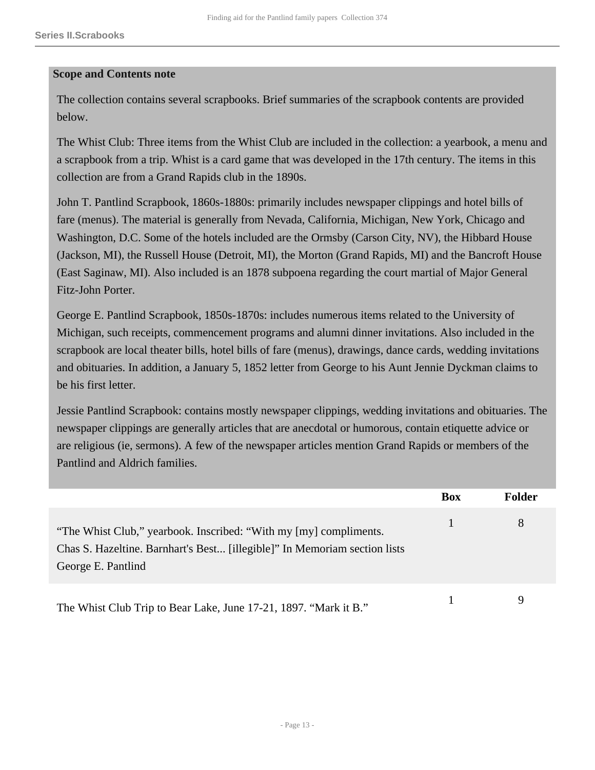## Series II.Scrabooks

**Scope and Contents note**

The collection contains several scrapbooks. Brief summaries of the scrapbook contents are provided below.

The Whist Club: Three items from the Whist Club are included in the collection: a yearbook, a menu and a scrapbook from a trip. Whist is a card game that was developed in the 17th century. The items in this collection are from a Grand Rapids club in the 1890s.

John T. Pantlind Scrapbook, 1860s-1880s: primarily includes newspaper clippings and hotel bills of fare (menus). The material is generally from Nevada, California, Michigan, New York, Chicago and Washington, D.C. Some of the hotels included are the Ormsby (Carson City, NV), the Hibbard House (Jackson, MI), the Russell House (Detroit, MI), the Morton (Grand Rapids, MI) and the Bancroft House (East Saginaw, MI). Also included is an 1878 subpoena regarding the court martial of Major General Fitz-John Porter.

George E. Pantlind Scrapbook, 1850s-1870s: includes numerous items related to the University of Michigan, such receipts, commencement programs and alumni dinner invitations. Also included in the scrapbook are local theater bills, hotel bills of fare (menus), drawings, dance cards, wedding invitations and obituaries. In addition, a January 5, 1852 letter from George to his Aunt Jennie Dyckman claims to be his first letter.

Jessie Pantlind Scrapbook: contains mostly newspaper clippings, wedding invitations and obituaries. The newspaper clippings are generally articles that are anecdotal or humorous, contain etiquette advice or are religious (ie, sermons). A few of the newspaper articles mention Grand Rapids or members of the Pantlind and Aldrich families.

| | Box | Folder |
|---|---|---|
| “The Whist Club,” yearbook. Inscribed: “With my [my] compliments. Chas S. Hazeltine. Barnhart's Best... [illegible]” In Memoriam section lists George E. Pantlind | 1 | 8 |
| The Whist Club Trip to Bear Lake, June 17-21, 1897. “Mark it B.” | 1 | 9 |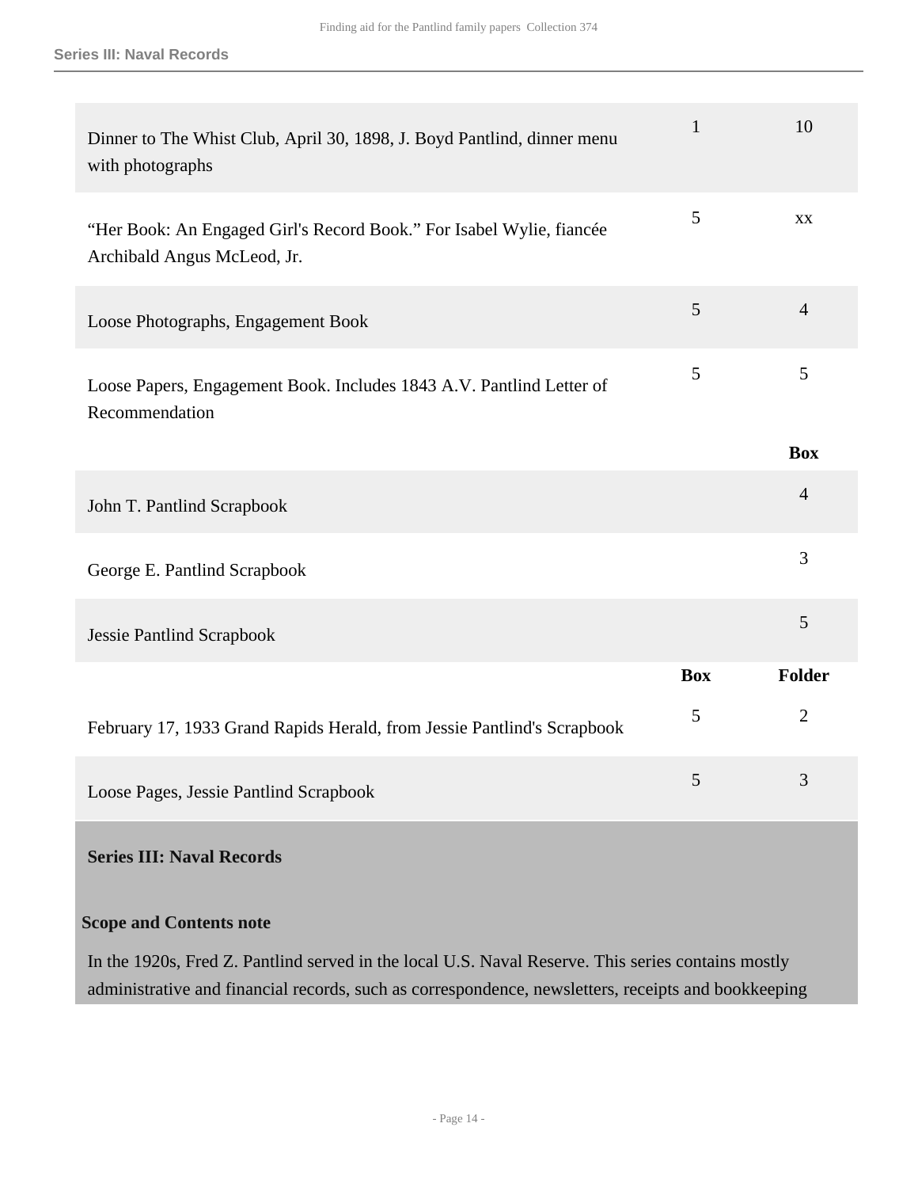| | | |
|---|---|---|
| Dinner to The Whist Club, April 30, 1898, J. Boyd Pantlind, dinner menu with photographs | 1 | 10 |
| "Her Book: An Engaged Girl's Record Book." For Isabel Wylie, fiancée Archibald Angus McLeod, Jr. | 5 | xx |
| Loose Photographs, Engagement Book | 5 | 4 |
| Loose Papers, Engagement Book. Includes 1843 A.V. Pantlind Letter of Recommendation | 5 | 5 |

| | Box |
|---|---|
| John T. Pantlind Scrapbook | 4 |
| George E. Pantlind Scrapbook | 3 |
| Jessie Pantlind Scrapbook | 5 |

| | Box | Folder |
|---|---|---|
| February 17, 1933 Grand Rapids Herald, from Jessie Pantlind's Scrapbook | 5 | 2 |
| Loose Pages, Jessie Pantlind Scrapbook | 5 | 3 |

### Series III: Naval Records

**Scope and Contents note**

In the 1920s, Fred Z. Pantlind served in the local U.S. Naval Reserve. This series contains mostly administrative and financial records, such as correspondence, newsletters, receipts and bookkeeping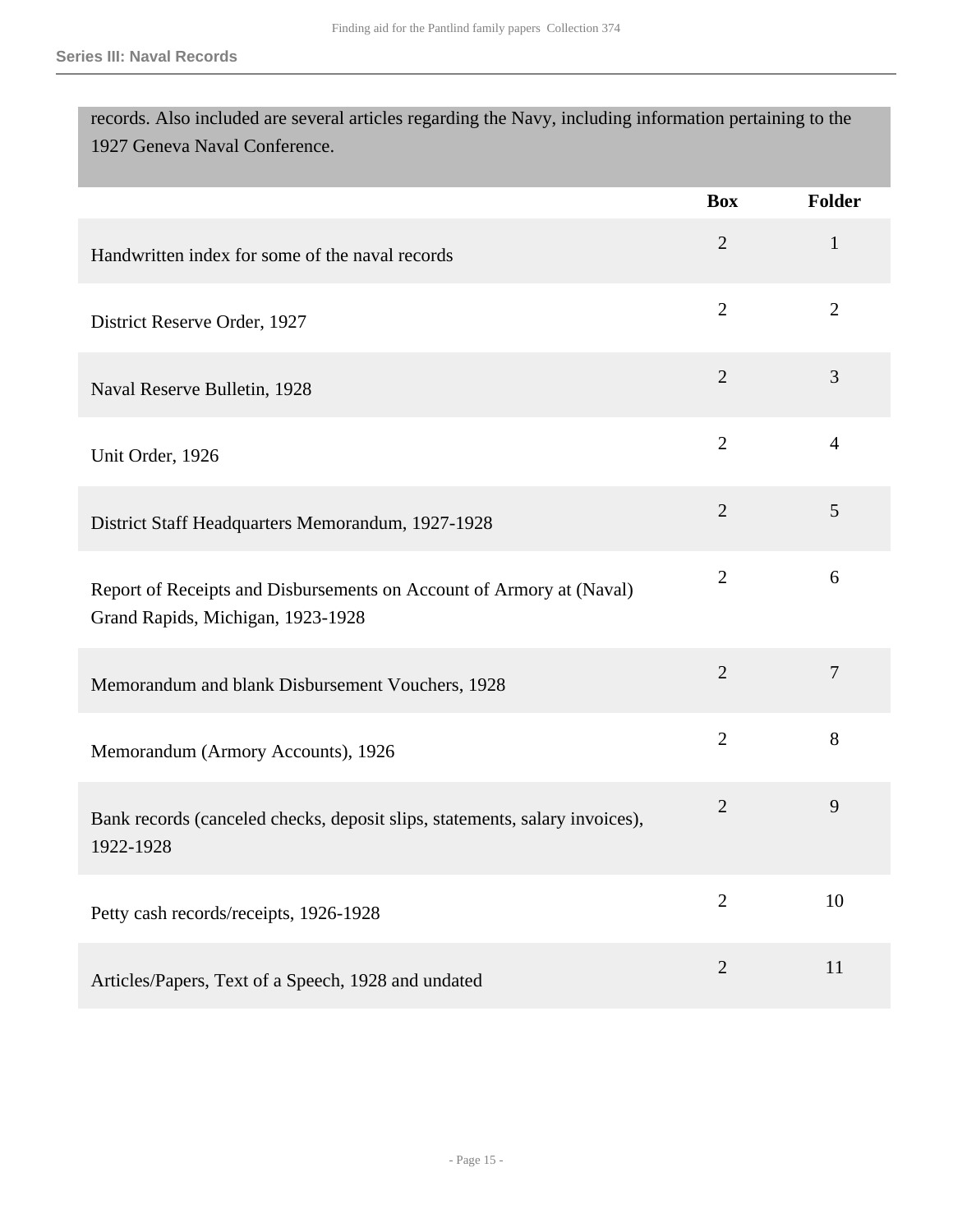records. Also included are several articles regarding the Navy, including information pertaining to the 1927 Geneva Naval Conference.

| | Box | Folder |
|---|---|---|
| Handwritten index for some of the naval records | 2 | 1 |
| District Reserve Order, 1927 | 2 | 2 |
| Naval Reserve Bulletin, 1928 | 2 | 3 |
| Unit Order, 1926 | 2 | 4 |
| District Staff Headquarters Memorandum, 1927-1928 | 2 | 5 |
| Report of Receipts and Disbursements on Account of Armory at (Naval) Grand Rapids, Michigan, 1923-1928 | 2 | 6 |
| Memorandum and blank Disbursement Vouchers, 1928 | 2 | 7 |
| Memorandum (Armory Accounts), 1926 | 2 | 8 |
| Bank records (canceled checks, deposit slips, statements, salary invoices), 1922-1928 | 2 | 9 |
| Petty cash records/receipts, 1926-1928 | 2 | 10 |
| Articles/Papers, Text of a Speech, 1928 and undated | 2 | 11 |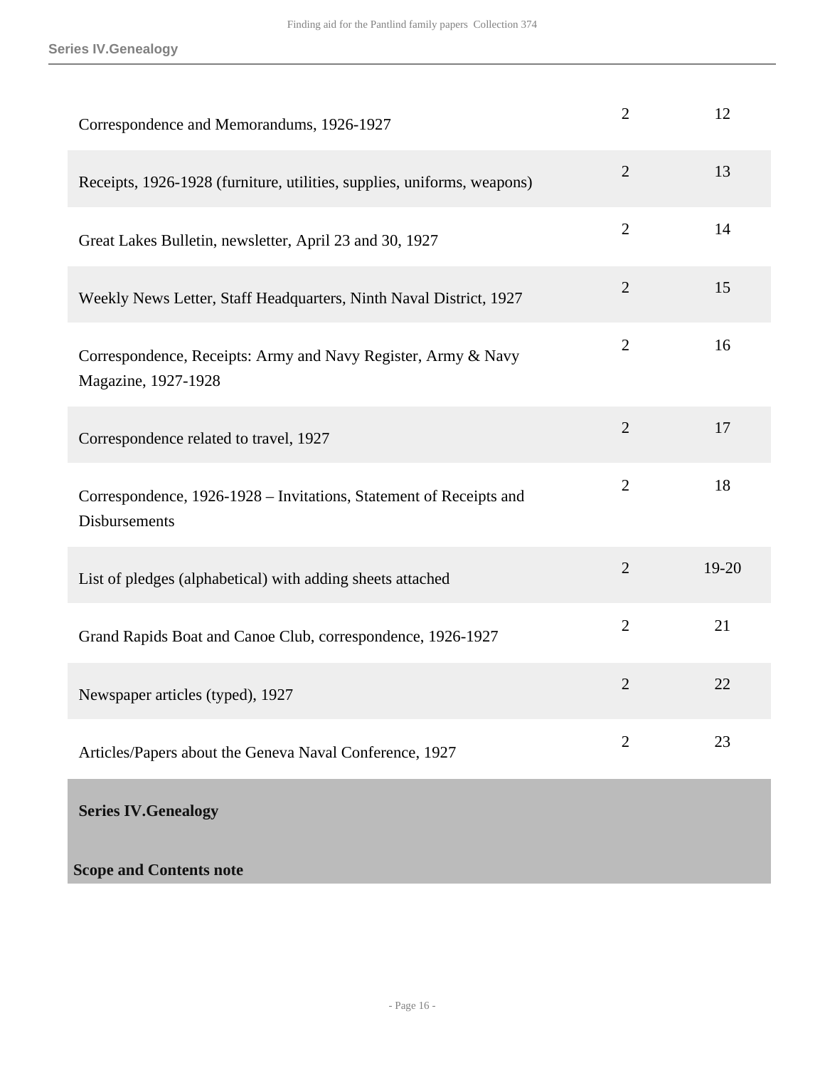| | | |
|---|---|---|
| Correspondence and Memorandums, 1926-1927 | 2 | 12 |
| Receipts, 1926-1928 (furniture, utilities, supplies, uniforms, weapons) | 2 | 13 |
| Great Lakes Bulletin, newsletter, April 23 and 30, 1927 | 2 | 14 |
| Weekly News Letter, Staff Headquarters, Ninth Naval District, 1927 | 2 | 15 |
| Correspondence, Receipts: Army and Navy Register, Army & Navy Magazine, 1927-1928 | 2 | 16 |
| Correspondence related to travel, 1927 | 2 | 17 |
| Correspondence, 1926-1928 – Invitations, Statement of Receipts and Disbursements | 2 | 18 |
| List of pledges (alphabetical) with adding sheets attached | 2 | 19-20 |
| Grand Rapids Boat and Canoe Club, correspondence, 1926-1927 | 2 | 21 |
| Newspaper articles (typed), 1927 | 2 | 22 |
| Articles/Papers about the Geneva Naval Conference, 1927 | 2 | 23 |

## Series IV.Genealogy

**Scope and Contents note**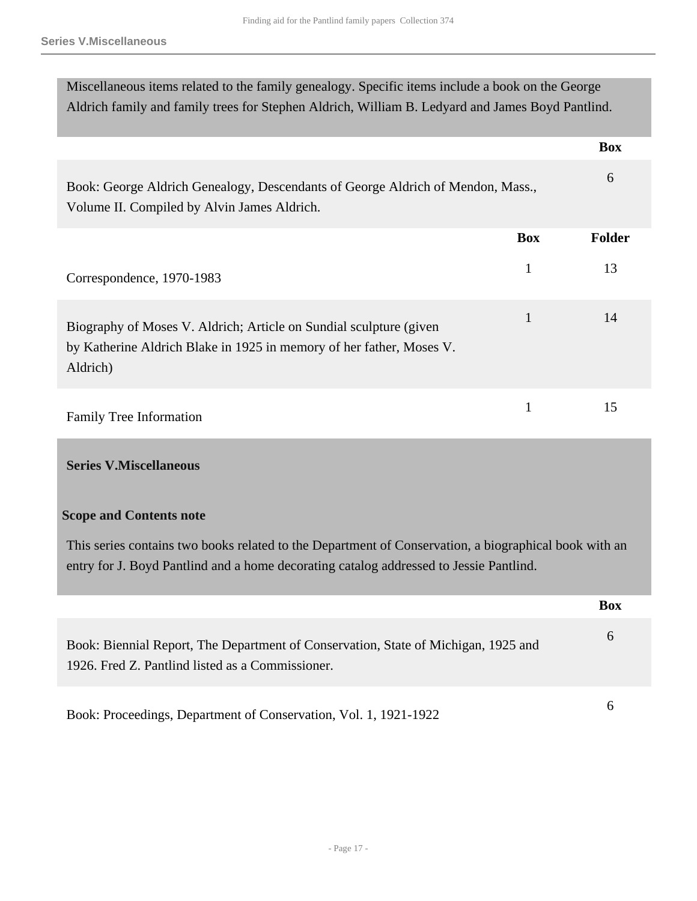Miscellaneous items related to the family genealogy. Specific items include a book on the George Aldrich family and family trees for Stephen Aldrich, William B. Ledyard and James Boyd Pantlind.

| | Box |
| --- | --- |
| Book: George Aldrich Genealogy, Descendants of George Aldrich of Mendon, Mass., Volume II. Compiled by Alvin James Aldrich. | 6 |

| | Box | Folder |
| --- | --- | --- |
| Correspondence, 1970-1983 | 1 | 13 |
| Biography of Moses V. Aldrich; Article on Sundial sculpture (given by Katherine Aldrich Blake in 1925 in memory of her father, Moses V. Aldrich) | 1 | 14 |
| Family Tree Information | 1 | 15 |

## Series V.Miscellaneous

### Scope and Contents note

This series contains two books related to the Department of Conservation, a biographical book with an entry for J. Boyd Pantlind and a home decorating catalog addressed to Jessie Pantlind.

| | Box |
| --- | --- |
| Book: Biennial Report, The Department of Conservation, State of Michigan, 1925 and 1926. Fred Z. Pantlind listed as a Commissioner. | 6 |
| Book: Proceedings, Department of Conservation, Vol. 1, 1921-1922 | 6 |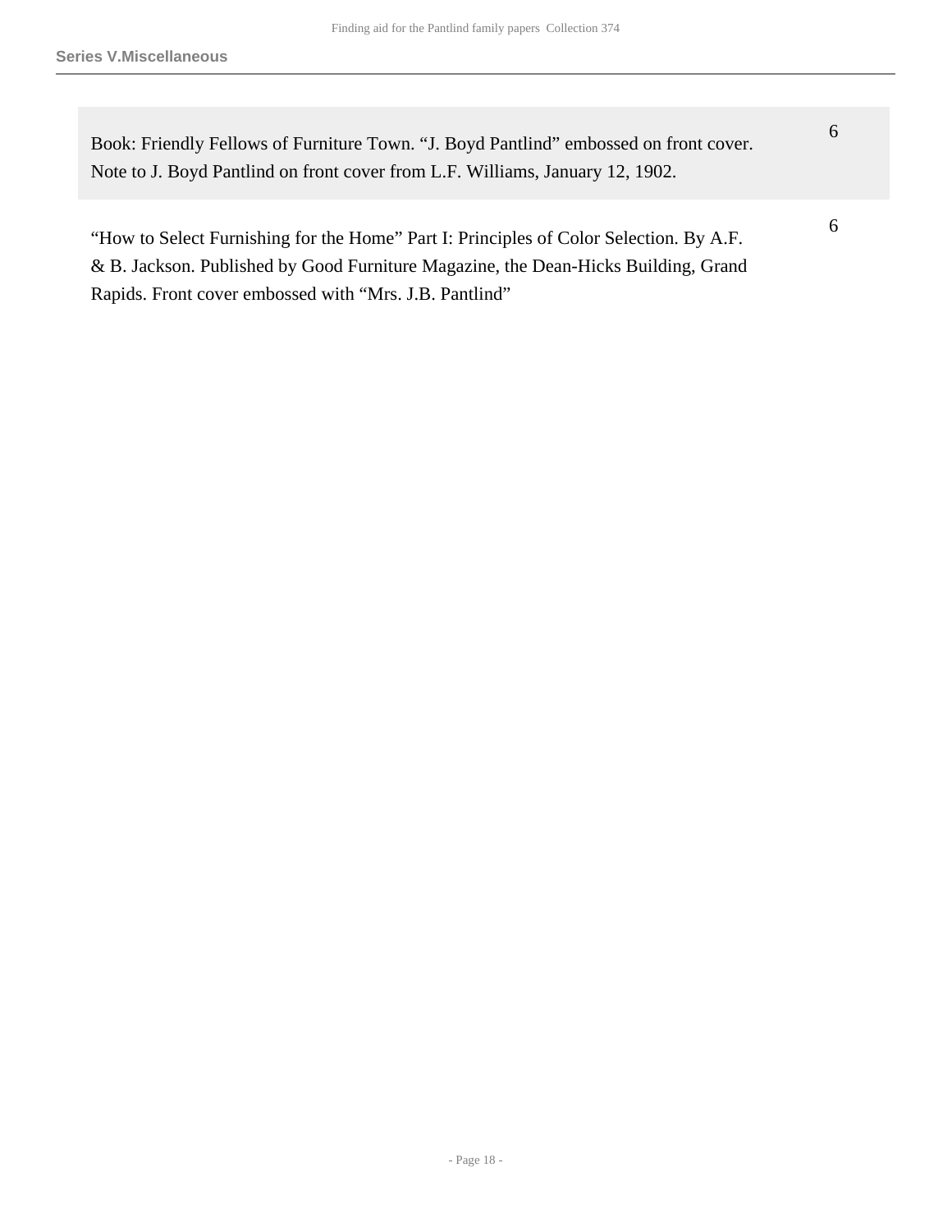| | |
|---|---|
| Book: Friendly Fellows of Furniture Town. “J. Boyd Pantlind” embossed on front cover. Note to J. Boyd Pantlind on front cover from L.F. Williams, January 12, 1902. | 6 |
| “How to Select Furnishing for the Home” Part I: Principles of Color Selection. By A.F. & B. Jackson. Published by Good Furniture Magazine, the Dean-Hicks Building, Grand Rapids. Front cover embossed with “Mrs. J.B. Pantlind” | 6 |